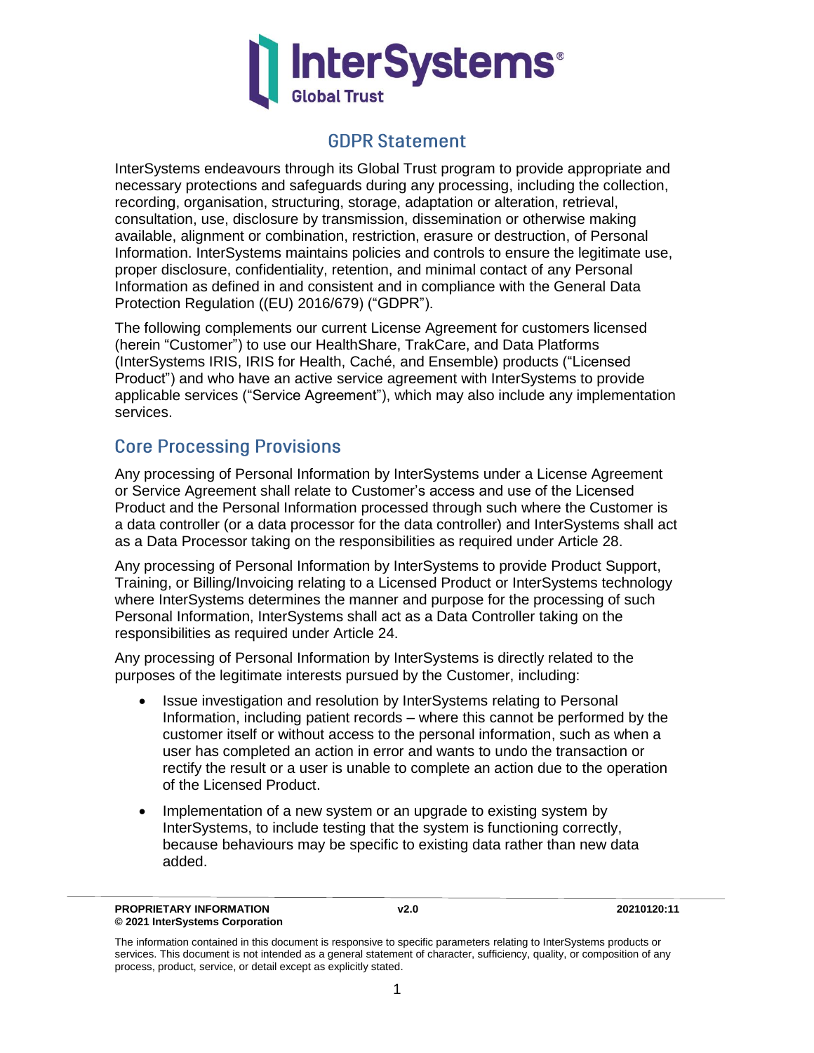# InterSystems Global Trust

## GDPR Statement

InterSystems endeavours through its Global Trust program to provide appropriate and necessary protections and safeguards during any processing, including the collection, recording, organisation, structuring, storage, adaptation or alteration, retrieval, consultation, use, disclosure by transmission, dissemination or otherwise making available, alignment or combination, restriction, erasure or destruction, of Personal Information. InterSystems maintains policies and controls to ensure the legitimate use, proper disclosure, confidentiality, retention, and minimal contact of any Personal Information as defined in and consistent and in compliance with the General Data Protection Regulation ((EU) 2016/679) ("GDPR").

The following complements our current License Agreement for customers licensed (herein "Customer") to use our HealthShare, TrakCare, and Data Platforms (InterSystems IRIS, IRIS for Health, Caché, and Ensemble) products ("Licensed Product") and who have an active service agreement with InterSystems to provide applicable services ("Service Agreement"), which may also include any implementation services.

## Core Processing Provisions

Any processing of Personal Information by InterSystems under a License Agreement or Service Agreement shall relate to Customer's access and use of the Licensed Product and the Personal Information processed through such where the Customer is a data controller (or a data processor for the data controller) and InterSystems shall act as a Data Processor taking on the responsibilities as required under Article 28.

Any processing of Personal Information by InterSystems to provide Product Support, Training, or Billing/Invoicing relating to a Licensed Product or InterSystems technology where InterSystems determines the manner and purpose for the processing of such Personal Information, InterSystems shall act as a Data Controller taking on the responsibilities as required under Article 24.

Any processing of Personal Information by InterSystems is directly related to the purposes of the legitimate interests pursued by the Customer, including:

- Issue investigation and resolution by InterSystems relating to Personal Information, including patient records – where this cannot be performed by the customer itself or without access to the personal information, such as when a user has completed an action in error and wants to undo the transaction or rectify the result or a user is unable to complete an action due to the operation of the Licensed Product.
- Implementation of a new system or an upgrade to existing system by InterSystems, to include testing that the system is functioning correctly, because behaviours may be specific to existing data rather than new data added.

**PROPRIETARY INFORMATION**
**© 2021 InterSystems Corporation** **v2.0** **20210120:11**

The information contained in this document is responsive to specific parameters relating to InterSystems products or services. This document is not intended as a general statement of character, sufficiency, quality, or composition of any process, product, service, or detail except as explicitly stated.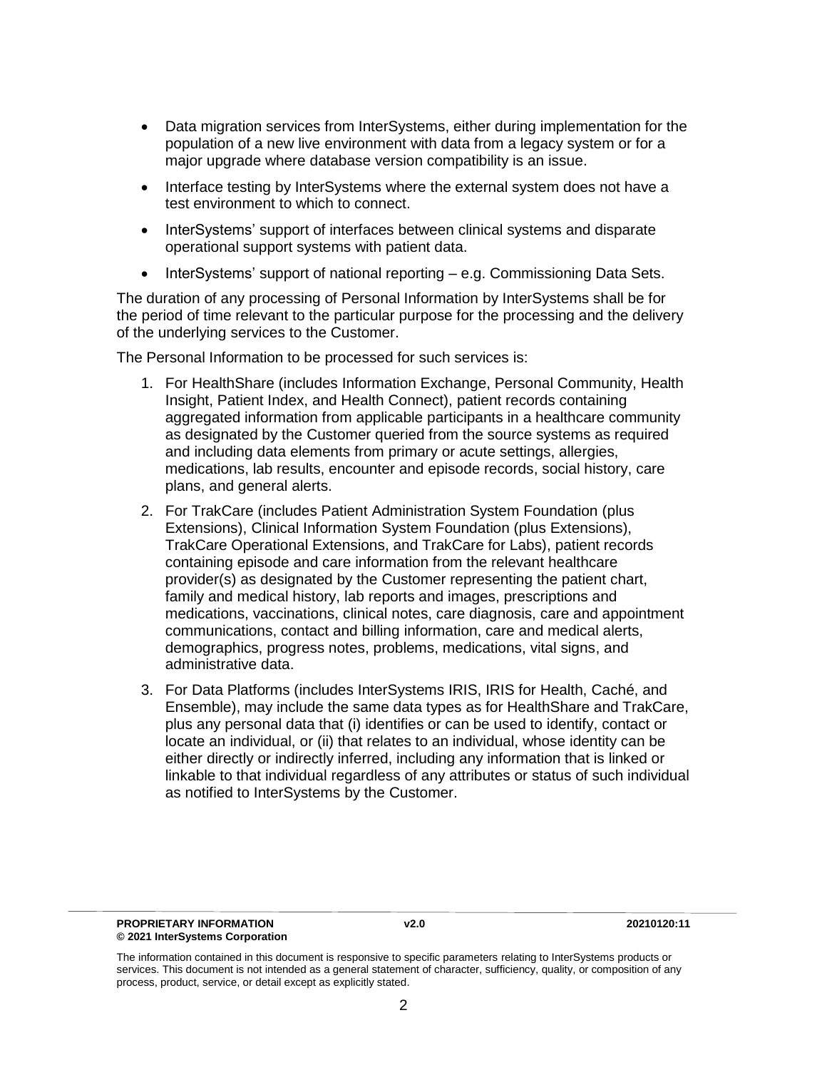- Data migration services from InterSystems, either during implementation for the population of a new live environment with data from a legacy system or for a major upgrade where database version compatibility is an issue.
- Interface testing by InterSystems where the external system does not have a test environment to which to connect.
- InterSystems' support of interfaces between clinical systems and disparate operational support systems with patient data.
- InterSystems' support of national reporting – e.g. Commissioning Data Sets.

The duration of any processing of Personal Information by InterSystems shall be for the period of time relevant to the particular purpose for the processing and the delivery of the underlying services to the Customer.

The Personal Information to be processed for such services is:

1. For HealthShare (includes Information Exchange, Personal Community, Health Insight, Patient Index, and Health Connect), patient records containing aggregated information from applicable participants in a healthcare community as designated by the Customer queried from the source systems as required and including data elements from primary or acute settings, allergies, medications, lab results, encounter and episode records, social history, care plans, and general alerts.
2. For TrakCare (includes Patient Administration System Foundation (plus Extensions), Clinical Information System Foundation (plus Extensions), TrakCare Operational Extensions, and TrakCare for Labs), patient records containing episode and care information from the relevant healthcare provider(s) as designated by the Customer representing the patient chart, family and medical history, lab reports and images, prescriptions and medications, vaccinations, clinical notes, care diagnosis, care and appointment communications, contact and billing information, care and medical alerts, demographics, progress notes, problems, medications, vital signs, and administrative data.
3. For Data Platforms (includes InterSystems IRIS, IRIS for Health, Caché, and Ensemble), may include the same data types as for HealthShare and TrakCare, plus any personal data that (i) identifies or can be used to identify, contact or locate an individual, or (ii) that relates to an individual, whose identity can be either directly or indirectly inferred, including any information that is linked or linkable to that individual regardless of any attributes or status of such individual as notified to InterSystems by the Customer.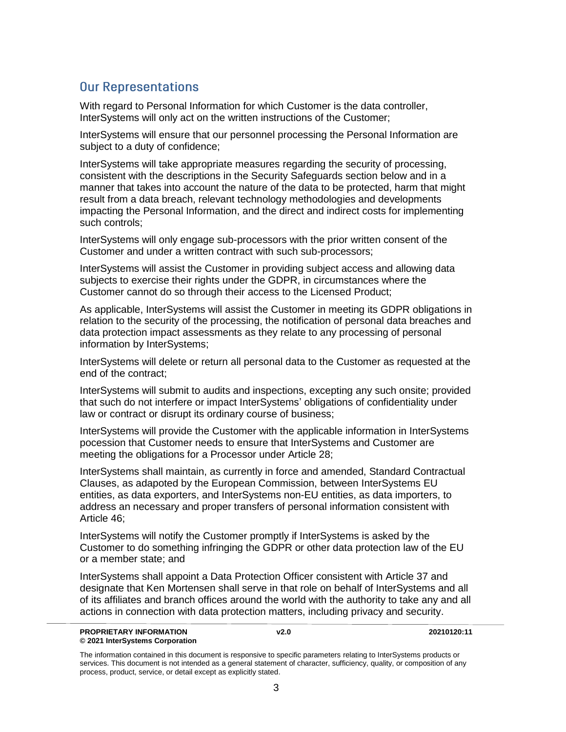## Our Representations

With regard to Personal Information for which Customer is the data controller, InterSystems will only act on the written instructions of the Customer;

InterSystems will ensure that our personnel processing the Personal Information are subject to a duty of confidence;

InterSystems will take appropriate measures regarding the security of processing, consistent with the descriptions in the Security Safeguards section below and in a manner that takes into account the nature of the data to be protected, harm that might result from a data breach, relevant technology methodologies and developments impacting the Personal Information, and the direct and indirect costs for implementing such controls;

InterSystems will only engage sub-processors with the prior written consent of the Customer and under a written contract with such sub-processors;

InterSystems will assist the Customer in providing subject access and allowing data subjects to exercise their rights under the GDPR, in circumstances where the Customer cannot do so through their access to the Licensed Product;

As applicable, InterSystems will assist the Customer in meeting its GDPR obligations in relation to the security of the processing, the notification of personal data breaches and data protection impact assessments as they relate to any processing of personal information by InterSystems;

InterSystems will delete or return all personal data to the Customer as requested at the end of the contract;

InterSystems will submit to audits and inspections, excepting any such onsite; provided that such do not interfere or impact InterSystems' obligations of confidentiality under law or contract or disrupt its ordinary course of business;

InterSystems will provide the Customer with the applicable information in InterSystems pocession that Customer needs to ensure that InterSystems and Customer are meeting the obligations for a Processor under Article 28;

InterSystems shall maintain, as currently in force and amended, Standard Contractual Clauses, as adapoted by the European Commission, between InterSystems EU entities, as data exporters, and InterSystems non-EU entities, as data importers, to address an necessary and proper transfers of personal information consistent with Article 46;

InterSystems will notify the Customer promptly if InterSystems is asked by the Customer to do something infringing the GDPR or other data protection law of the EU or a member state; and

InterSystems shall appoint a Data Protection Officer consistent with Article 37 and designate that Ken Mortensen shall serve in that role on behalf of InterSystems and all of its affiliates and branch offices around the world with the authority to take any and all actions in connection with data protection matters, including privacy and security.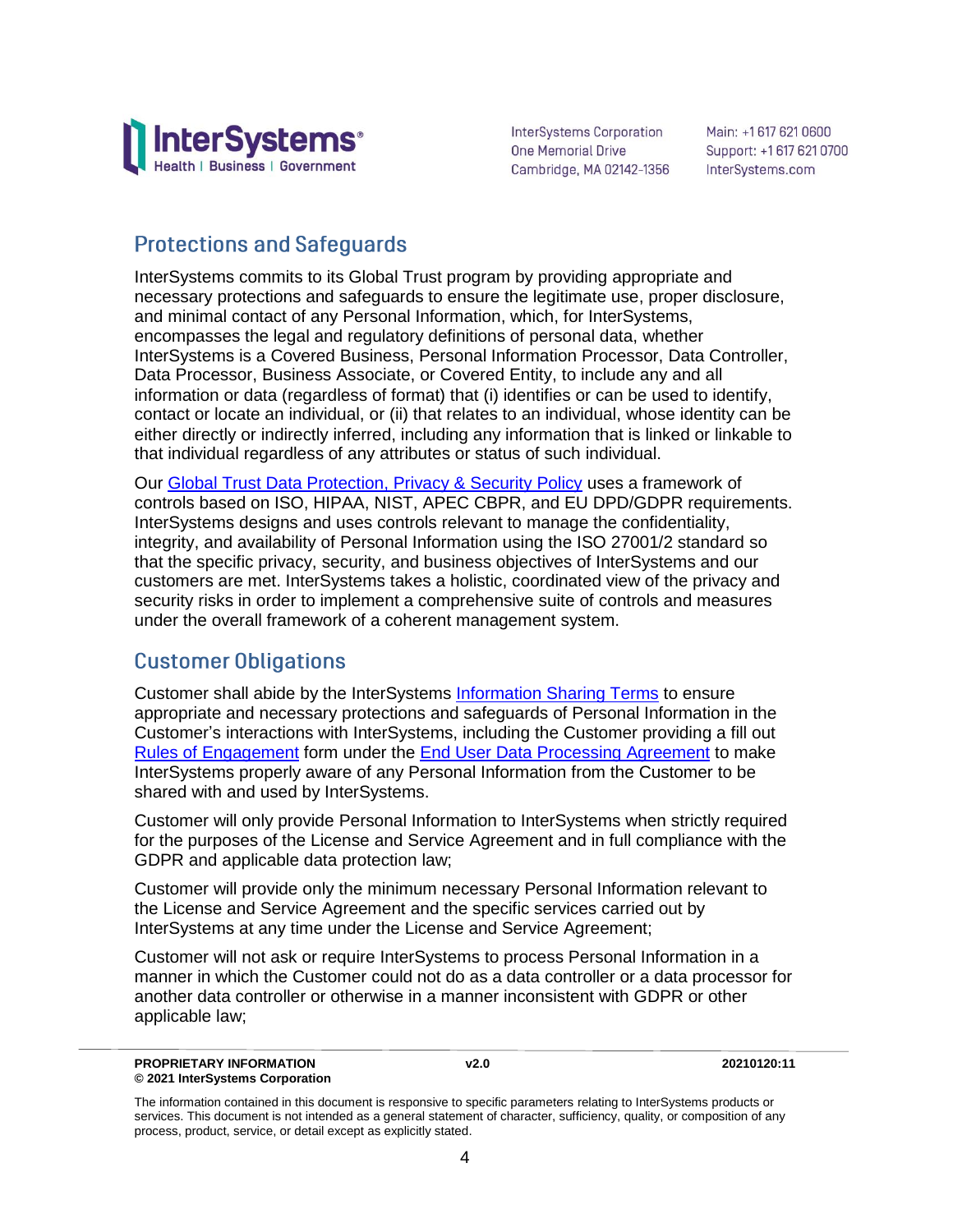## Protections and Safeguards

InterSystems commits to its Global Trust program by providing appropriate and necessary protections and safeguards to ensure the legitimate use, proper disclosure, and minimal contact of any Personal Information, which, for InterSystems, encompasses the legal and regulatory definitions of personal data, whether InterSystems is a Covered Business, Personal Information Processor, Data Controller, Data Processor, Business Associate, or Covered Entity, to include any and all information or data (regardless of format) that (i) identifies or can be used to identify, contact or locate an individual, or (ii) that relates to an individual, whose identity can be either directly or indirectly inferred, including any information that is linked or linkable to that individual regardless of any attributes or status of such individual.

Our Global Trust Data Protection, Privacy & Security Policy uses a framework of controls based on ISO, HIPAA, NIST, APEC CBPR, and EU DPD/GDPR requirements. InterSystems designs and uses controls relevant to manage the confidentiality, integrity, and availability of Personal Information using the ISO 27001/2 standard so that the specific privacy, security, and business objectives of InterSystems and our customers are met. InterSystems takes a holistic, coordinated view of the privacy and security risks in order to implement a comprehensive suite of controls and measures under the overall framework of a coherent management system.

## Customer Obligations

Customer shall abide by the InterSystems Information Sharing Terms to ensure appropriate and necessary protections and safeguards of Personal Information in the Customer's interactions with InterSystems, including the Customer providing a fill out Rules of Engagement form under the End User Data Processing Agreement to make InterSystems properly aware of any Personal Information from the Customer to be shared with and used by InterSystems.

Customer will only provide Personal Information to InterSystems when strictly required for the purposes of the License and Service Agreement and in full compliance with the GDPR and applicable data protection law;

Customer will provide only the minimum necessary Personal Information relevant to the License and Service Agreement and the specific services carried out by InterSystems at any time under the License and Service Agreement;

Customer will not ask or require InterSystems to process Personal Information in a manner in which the Customer could not do as a data controller or a data processor for another data controller or otherwise in a manner inconsistent with GDPR or other applicable law;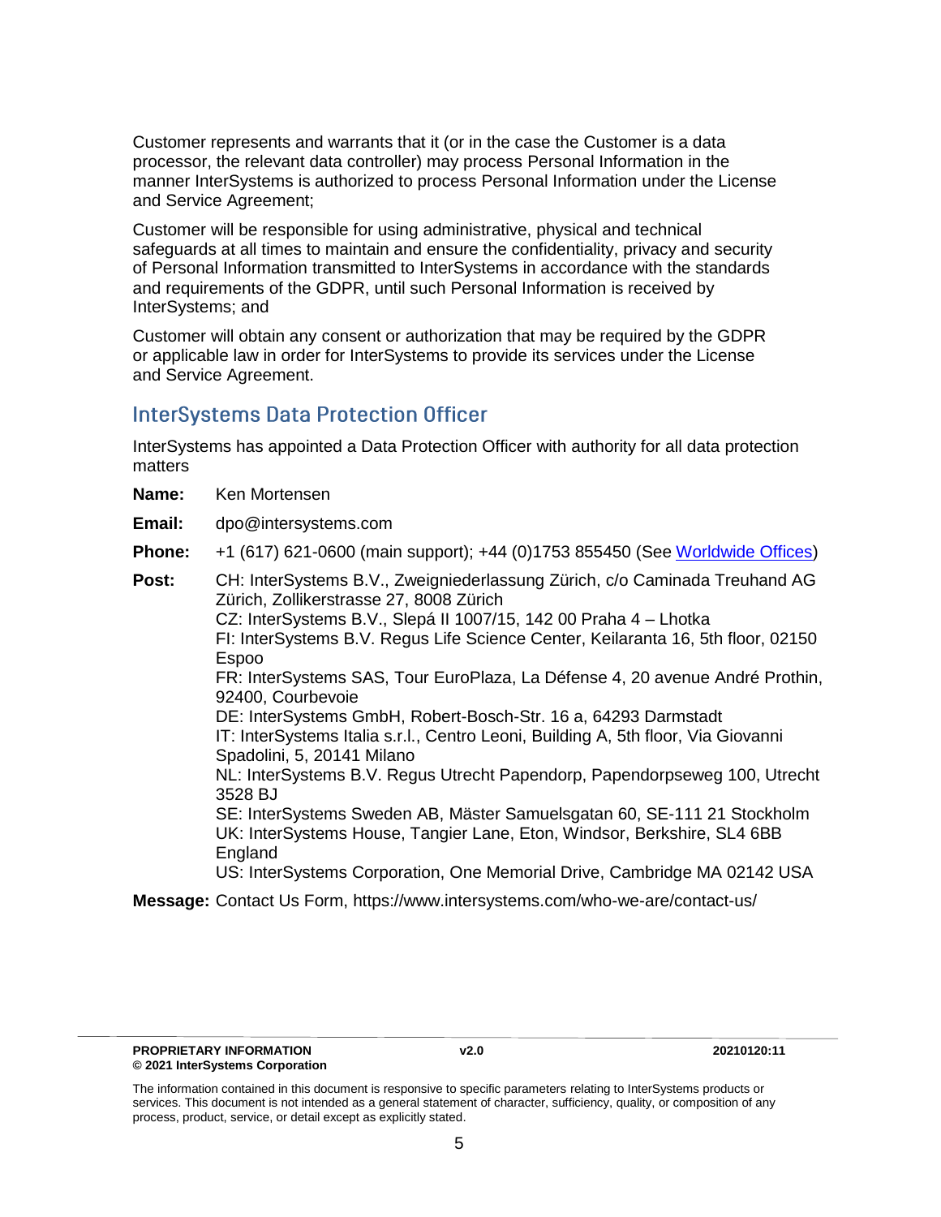Customer represents and warrants that it (or in the case the Customer is a data processor, the relevant data controller) may process Personal Information in the manner InterSystems is authorized to process Personal Information under the License and Service Agreement;

Customer will be responsible for using administrative, physical and technical safeguards at all times to maintain and ensure the confidentiality, privacy and security of Personal Information transmitted to InterSystems in accordance with the standards and requirements of the GDPR, until such Personal Information is received by InterSystems; and

Customer will obtain any consent or authorization that may be required by the GDPR or applicable law in order for InterSystems to provide its services under the License and Service Agreement.

## InterSystems Data Protection Officer

InterSystems has appointed a Data Protection Officer with authority for all data protection matters

**Name:** Ken Mortensen

**Email:** dpo@intersystems.com

**Phone:** +1 (617) 621-0600 (main support); +44 (0)1753 855450 (See [Worldwide Offices])

**Post:**
CH: InterSystems B.V., Zweigniederlassung Zürich, c/o Caminada Treuhand AG Zürich, Zollikerstrasse 27, 8008 Zürich
CZ: InterSystems B.V., Slepá II 1007/15, 142 00 Praha 4 – Lhotka
FI: InterSystems B.V. Regus Life Science Center, Keilaranta 16, 5th floor, 02150 Espoo
FR: InterSystems SAS, Tour EuroPlaza, La Défense 4, 20 avenue André Prothin, 92400, Courbevoie
DE: InterSystems GmbH, Robert-Bosch-Str. 16 a, 64293 Darmstadt
IT: InterSystems Italia s.r.l., Centro Leoni, Building A, 5th floor, Via Giovanni Spadolini, 5, 20141 Milano
NL: InterSystems B.V. Regus Utrecht Papendorp, Papendorpseweg 100, Utrecht 3528 BJ
SE: InterSystems Sweden AB, Mäster Samuelsgatan 60, SE-111 21 Stockholm
UK: InterSystems House, Tangier Lane, Eton, Windsor, Berkshire, SL4 6BB England
US: InterSystems Corporation, One Memorial Drive, Cambridge MA 02142 USA

**Message:** Contact Us Form, https://www.intersystems.com/who-we-are/contact-us/